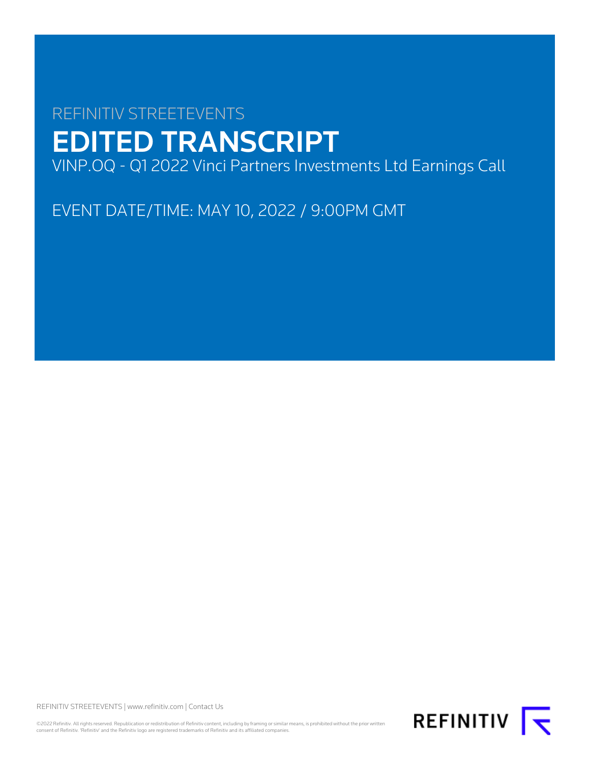REFINITIV STREETEVENTS

# EDITED TRANSCRIPT

VINP.OQ - Q1 2022 Vinci Partners Investments Ltd Earnings Call

EVENT DATE/TIME: MAY 10, 2022 / 9:00PM GMT

REFINITIV STREETEVENTS | www.refinitiv.com | Contact Us

©2022 Refinitiv. All rights reserved. Republication or redistribution of Refinitiv content, including by framing or similar means, is prohibited without the prior written consent of Refinitiv. 'Refinitiv' and the Refinitiv logo are registered trademarks of Refinitiv and its affiliated companies.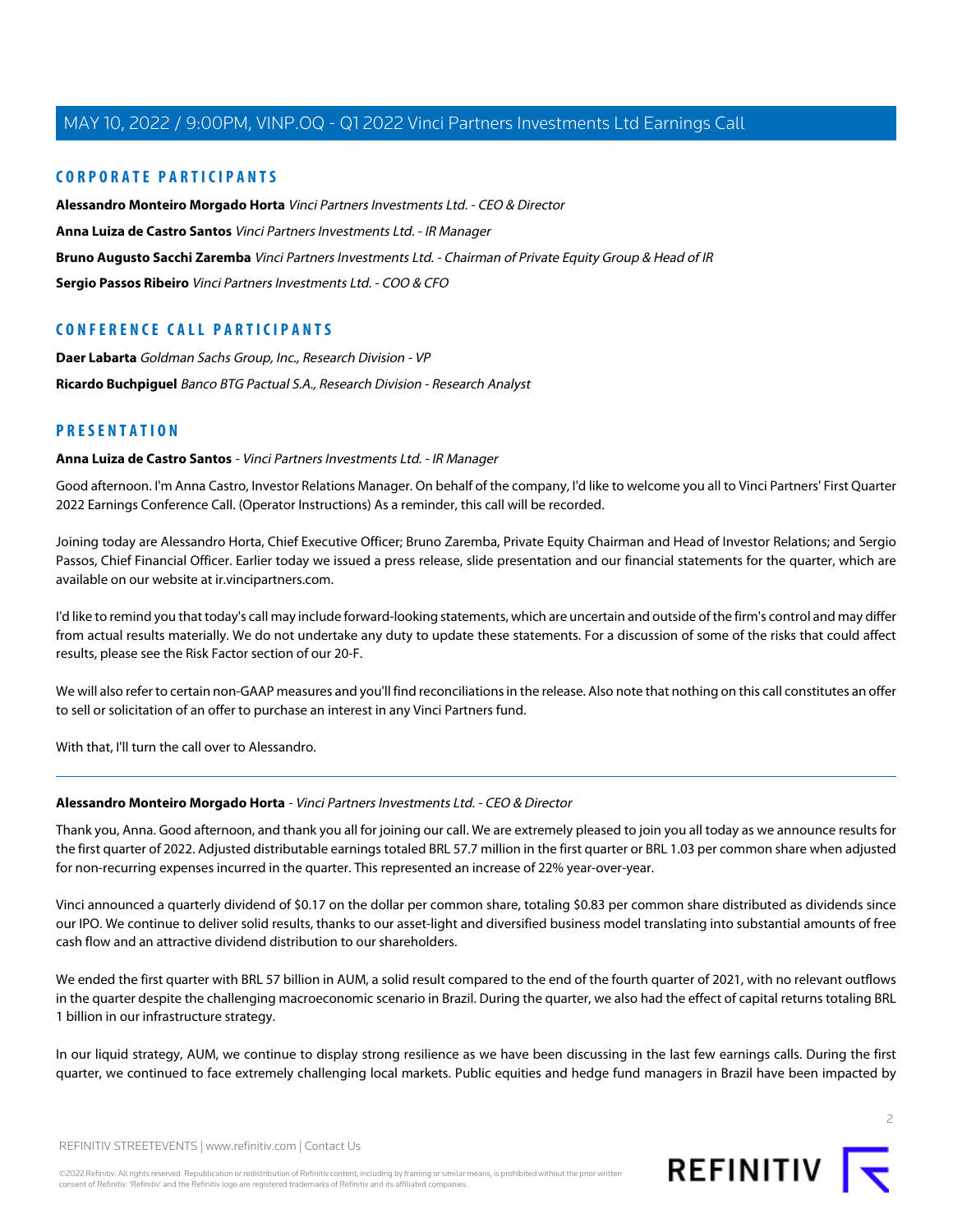## CORPORATE PARTICIPANTS

**Alessandro Monteiro Morgado Horta** *Vinci Partners Investments Ltd. - CEO & Director*

**Anna Luiza de Castro Santos** *Vinci Partners Investments Ltd. - IR Manager*

**Bruno Augusto Sacchi Zaremba** *Vinci Partners Investments Ltd. - Chairman of Private Equity Group & Head of IR*

**Sergio Passos Ribeiro** *Vinci Partners Investments Ltd. - COO & CFO*

## CONFERENCE CALL PARTICIPANTS

**Daer Labarta** *Goldman Sachs Group, Inc., Research Division - VP*

**Ricardo Buchpiguel** *Banco BTG Pactual S.A., Research Division - Research Analyst*

## PRESENTATION

**Anna Luiza de Castro Santos** - *Vinci Partners Investments Ltd. - IR Manager*

Good afternoon. I'm Anna Castro, Investor Relations Manager. On behalf of the company, I'd like to welcome you all to Vinci Partners' First Quarter 2022 Earnings Conference Call. (Operator Instructions) As a reminder, this call will be recorded.

Joining today are Alessandro Horta, Chief Executive Officer; Bruno Zaremba, Private Equity Chairman and Head of Investor Relations; and Sergio Passos, Chief Financial Officer. Earlier today we issued a press release, slide presentation and our financial statements for the quarter, which are available on our website at ir.vincipartners.com.

I'd like to remind you that today's call may include forward-looking statements, which are uncertain and outside of the firm's control and may differ from actual results materially. We do not undertake any duty to update these statements. For a discussion of some of the risks that could affect results, please see the Risk Factor section of our 20-F.

We will also refer to certain non-GAAP measures and you'll find reconciliations in the release. Also note that nothing on this call constitutes an offer to sell or solicitation of an offer to purchase an interest in any Vinci Partners fund.

With that, I'll turn the call over to Alessandro.

---

**Alessandro Monteiro Morgado Horta** - *Vinci Partners Investments Ltd. - CEO & Director*

Thank you, Anna. Good afternoon, and thank you all for joining our call. We are extremely pleased to join you all today as we announce results for the first quarter of 2022. Adjusted distributable earnings totaled BRL 57.7 million in the first quarter or BRL 1.03 per common share when adjusted for non-recurring expenses incurred in the quarter. This represented an increase of 22% year-over-year.

Vinci announced a quarterly dividend of $0.17 on the dollar per common share, totaling $0.83 per common share distributed as dividends since our IPO. We continue to deliver solid results, thanks to our asset-light and diversified business model translating into substantial amounts of free cash flow and an attractive dividend distribution to our shareholders.

We ended the first quarter with BRL 57 billion in AUM, a solid result compared to the end of the fourth quarter of 2021, with no relevant outflows in the quarter despite the challenging macroeconomic scenario in Brazil. During the quarter, we also had the effect of capital returns totaling BRL 1 billion in our infrastructure strategy.

In our liquid strategy, AUM, we continue to display strong resilience as we have been discussing in the last few earnings calls. During the first quarter, we continued to face extremely challenging local markets. Public equities and hedge fund managers in Brazil have been impacted by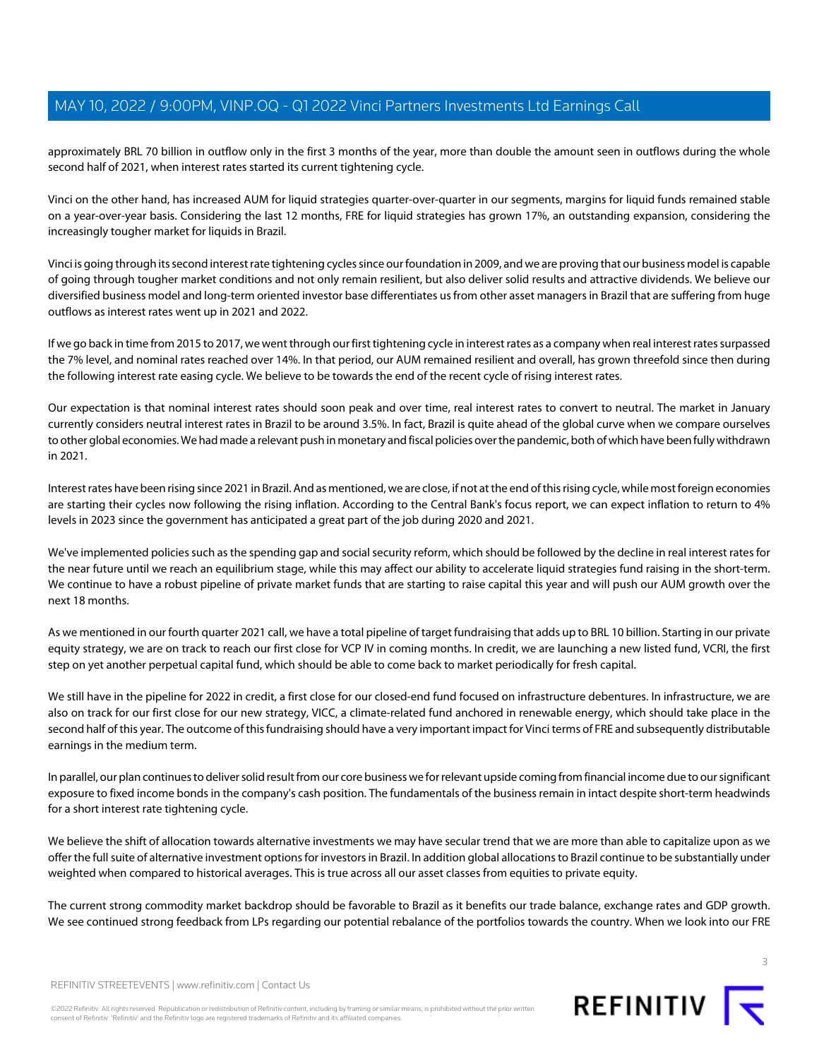approximately BRL 70 billion in outflow only in the first 3 months of the year, more than double the amount seen in outflows during the whole second half of 2021, when interest rates started its current tightening cycle.

Vinci on the other hand, has increased AUM for liquid strategies quarter-over-quarter in our segments, margins for liquid funds remained stable on a year-over-year basis. Considering the last 12 months, FRE for liquid strategies has grown 17%, an outstanding expansion, considering the increasingly tougher market for liquids in Brazil.

Vinci is going through its second interest rate tightening cycles since our foundation in 2009, and we are proving that our business model is capable of going through tougher market conditions and not only remain resilient, but also deliver solid results and attractive dividends. We believe our diversified business model and long-term oriented investor base differentiates us from other asset managers in Brazil that are suffering from huge outflows as interest rates went up in 2021 and 2022.

If we go back in time from 2015 to 2017, we went through our first tightening cycle in interest rates as a company when real interest rates surpassed the 7% level, and nominal rates reached over 14%. In that period, our AUM remained resilient and overall, has grown threefold since then during the following interest rate easing cycle. We believe to be towards the end of the recent cycle of rising interest rates.

Our expectation is that nominal interest rates should soon peak and over time, real interest rates to convert to neutral. The market in January currently considers neutral interest rates in Brazil to be around 3.5%. In fact, Brazil is quite ahead of the global curve when we compare ourselves to other global economies. We had made a relevant push in monetary and fiscal policies over the pandemic, both of which have been fully withdrawn in 2021.

Interest rates have been rising since 2021 in Brazil. And as mentioned, we are close, if not at the end of this rising cycle, while most foreign economies are starting their cycles now following the rising inflation. According to the Central Bank's focus report, we can expect inflation to return to 4% levels in 2023 since the government has anticipated a great part of the job during 2020 and 2021.

We've implemented policies such as the spending gap and social security reform, which should be followed by the decline in real interest rates for the near future until we reach an equilibrium stage, while this may affect our ability to accelerate liquid strategies fund raising in the short-term. We continue to have a robust pipeline of private market funds that are starting to raise capital this year and will push our AUM growth over the next 18 months.

As we mentioned in our fourth quarter 2021 call, we have a total pipeline of target fundraising that adds up to BRL 10 billion. Starting in our private equity strategy, we are on track to reach our first close for VCP IV in coming months. In credit, we are launching a new listed fund, VCRI, the first step on yet another perpetual capital fund, which should be able to come back to market periodically for fresh capital.

We still have in the pipeline for 2022 in credit, a first close for our closed-end fund focused on infrastructure debentures. In infrastructure, we are also on track for our first close for our new strategy, VICC, a climate-related fund anchored in renewable energy, which should take place in the second half of this year. The outcome of this fundraising should have a very important impact for Vinci terms of FRE and subsequently distributable earnings in the medium term.

In parallel, our plan continues to deliver solid result from our core business we for relevant upside coming from financial income due to our significant exposure to fixed income bonds in the company's cash position. The fundamentals of the business remain in intact despite short-term headwinds for a short interest rate tightening cycle.

We believe the shift of allocation towards alternative investments we may have secular trend that we are more than able to capitalize upon as we offer the full suite of alternative investment options for investors in Brazil. In addition global allocations to Brazil continue to be substantially under weighted when compared to historical averages. This is true across all our asset classes from equities to private equity.

The current strong commodity market backdrop should be favorable to Brazil as it benefits our trade balance, exchange rates and GDP growth. We see continued strong feedback from LPs regarding our potential rebalance of the portfolios towards the country. When we look into our FRE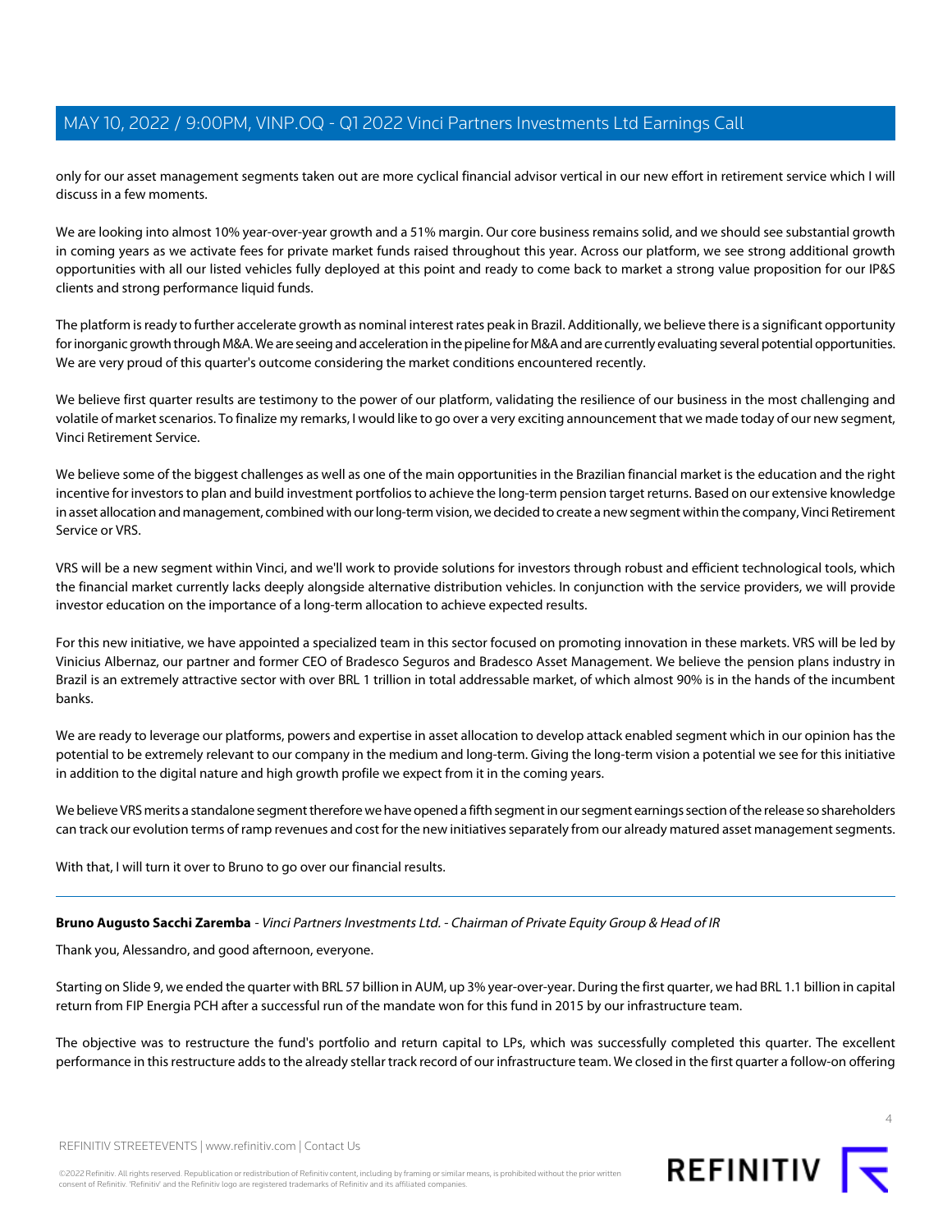only for our asset management segments taken out are more cyclical financial advisor vertical in our new effort in retirement service which I will discuss in a few moments.

We are looking into almost 10% year-over-year growth and a 51% margin. Our core business remains solid, and we should see substantial growth in coming years as we activate fees for private market funds raised throughout this year. Across our platform, we see strong additional growth opportunities with all our listed vehicles fully deployed at this point and ready to come back to market a strong value proposition for our IP&S clients and strong performance liquid funds.

The platform is ready to further accelerate growth as nominal interest rates peak in Brazil. Additionally, we believe there is a significant opportunity for inorganic growth through M&A. We are seeing and acceleration in the pipeline for M&A and are currently evaluating several potential opportunities. We are very proud of this quarter's outcome considering the market conditions encountered recently.

We believe first quarter results are testimony to the power of our platform, validating the resilience of our business in the most challenging and volatile of market scenarios. To finalize my remarks, I would like to go over a very exciting announcement that we made today of our new segment, Vinci Retirement Service.

We believe some of the biggest challenges as well as one of the main opportunities in the Brazilian financial market is the education and the right incentive for investors to plan and build investment portfolios to achieve the long-term pension target returns. Based on our extensive knowledge in asset allocation and management, combined with our long-term vision, we decided to create a new segment within the company, Vinci Retirement Service or VRS.

VRS will be a new segment within Vinci, and we'll work to provide solutions for investors through robust and efficient technological tools, which the financial market currently lacks deeply alongside alternative distribution vehicles. In conjunction with the service providers, we will provide investor education on the importance of a long-term allocation to achieve expected results.

For this new initiative, we have appointed a specialized team in this sector focused on promoting innovation in these markets. VRS will be led by Vinicius Albernaz, our partner and former CEO of Bradesco Seguros and Bradesco Asset Management. We believe the pension plans industry in Brazil is an extremely attractive sector with over BRL 1 trillion in total addressable market, of which almost 90% is in the hands of the incumbent banks.

We are ready to leverage our platforms, powers and expertise in asset allocation to develop attack enabled segment which in our opinion has the potential to be extremely relevant to our company in the medium and long-term. Giving the long-term vision a potential we see for this initiative in addition to the digital nature and high growth profile we expect from it in the coming years.

We believe VRS merits a standalone segment therefore we have opened a fifth segment in our segment earnings section of the release so shareholders can track our evolution terms of ramp revenues and cost for the new initiatives separately from our already matured asset management segments.

With that, I will turn it over to Bruno to go over our financial results.

---

**Bruno Augusto Sacchi Zaremba** - *Vinci Partners Investments Ltd. - Chairman of Private Equity Group & Head of IR*

Thank you, Alessandro, and good afternoon, everyone.

Starting on Slide 9, we ended the quarter with BRL 57 billion in AUM, up 3% year-over-year. During the first quarter, we had BRL 1.1 billion in capital return from FIP Energia PCH after a successful run of the mandate won for this fund in 2015 by our infrastructure team.

The objective was to restructure the fund's portfolio and return capital to LPs, which was successfully completed this quarter. The excellent performance in this restructure adds to the already stellar track record of our infrastructure team. We closed in the first quarter a follow-on offering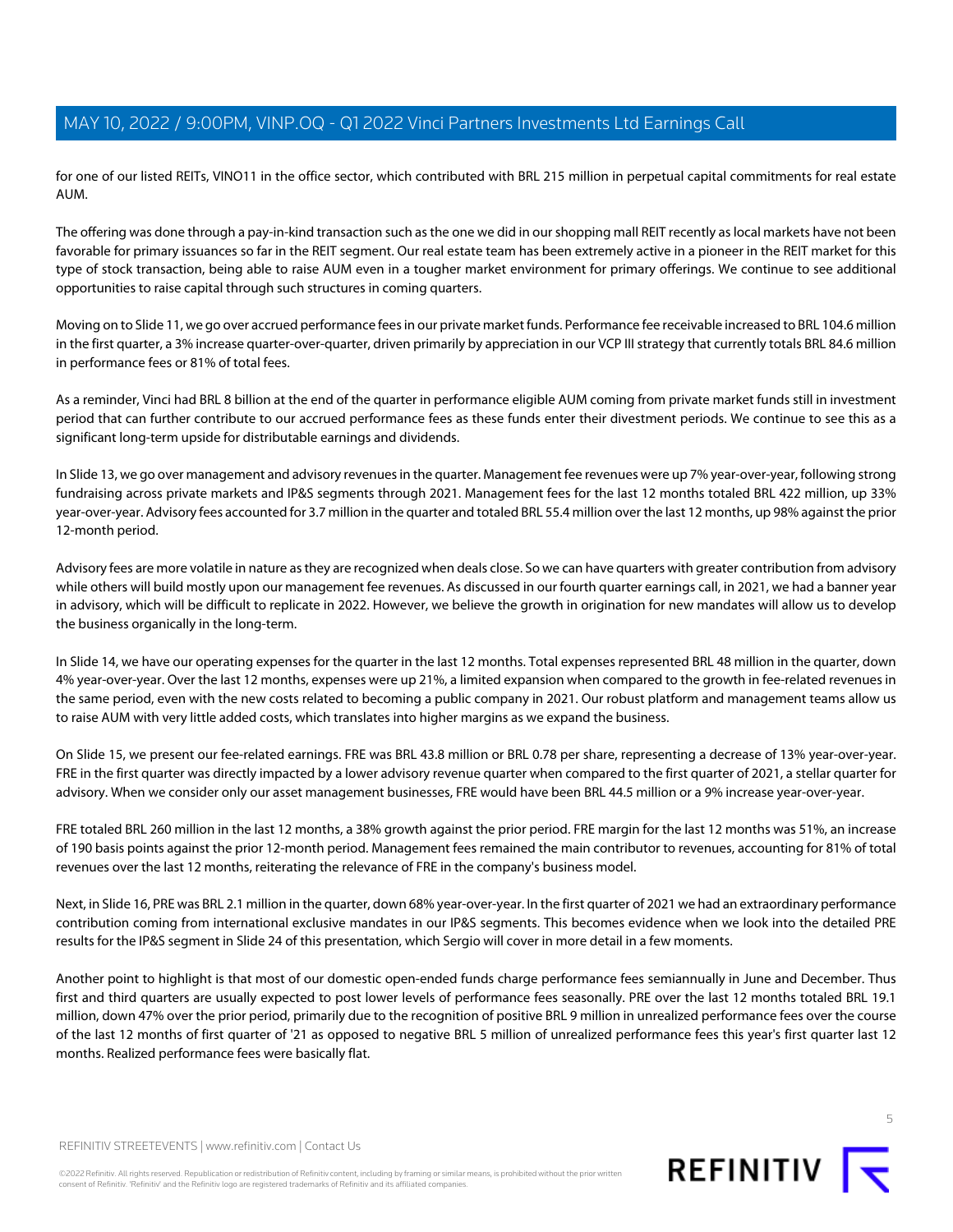for one of our listed REITs, VINO11 in the office sector, which contributed with BRL 215 million in perpetual capital commitments for real estate AUM.

The offering was done through a pay-in-kind transaction such as the one we did in our shopping mall REIT recently as local markets have not been favorable for primary issuances so far in the REIT segment. Our real estate team has been extremely active in a pioneer in the REIT market for this type of stock transaction, being able to raise AUM even in a tougher market environment for primary offerings. We continue to see additional opportunities to raise capital through such structures in coming quarters.

Moving on to Slide 11, we go over accrued performance fees in our private market funds. Performance fee receivable increased to BRL 104.6 million in the first quarter, a 3% increase quarter-over-quarter, driven primarily by appreciation in our VCP III strategy that currently totals BRL 84.6 million in performance fees or 81% of total fees.

As a reminder, Vinci had BRL 8 billion at the end of the quarter in performance eligible AUM coming from private market funds still in investment period that can further contribute to our accrued performance fees as these funds enter their divestment periods. We continue to see this as a significant long-term upside for distributable earnings and dividends.

In Slide 13, we go over management and advisory revenues in the quarter. Management fee revenues were up 7% year-over-year, following strong fundraising across private markets and IP&S segments through 2021. Management fees for the last 12 months totaled BRL 422 million, up 33% year-over-year. Advisory fees accounted for 3.7 million in the quarter and totaled BRL 55.4 million over the last 12 months, up 98% against the prior 12-month period.

Advisory fees are more volatile in nature as they are recognized when deals close. So we can have quarters with greater contribution from advisory while others will build mostly upon our management fee revenues. As discussed in our fourth quarter earnings call, in 2021, we had a banner year in advisory, which will be difficult to replicate in 2022. However, we believe the growth in origination for new mandates will allow us to develop the business organically in the long-term.

In Slide 14, we have our operating expenses for the quarter in the last 12 months. Total expenses represented BRL 48 million in the quarter, down 4% year-over-year. Over the last 12 months, expenses were up 21%, a limited expansion when compared to the growth in fee-related revenues in the same period, even with the new costs related to becoming a public company in 2021. Our robust platform and management teams allow us to raise AUM with very little added costs, which translates into higher margins as we expand the business.

On Slide 15, we present our fee-related earnings. FRE was BRL 43.8 million or BRL 0.78 per share, representing a decrease of 13% year-over-year. FRE in the first quarter was directly impacted by a lower advisory revenue quarter when compared to the first quarter of 2021, a stellar quarter for advisory. When we consider only our asset management businesses, FRE would have been BRL 44.5 million or a 9% increase year-over-year.

FRE totaled BRL 260 million in the last 12 months, a 38% growth against the prior period. FRE margin for the last 12 months was 51%, an increase of 190 basis points against the prior 12-month period. Management fees remained the main contributor to revenues, accounting for 81% of total revenues over the last 12 months, reiterating the relevance of FRE in the company's business model.

Next, in Slide 16, PRE was BRL 2.1 million in the quarter, down 68% year-over-year. In the first quarter of 2021 we had an extraordinary performance contribution coming from international exclusive mandates in our IP&S segments. This becomes evidence when we look into the detailed PRE results for the IP&S segment in Slide 24 of this presentation, which Sergio will cover in more detail in a few moments.

Another point to highlight is that most of our domestic open-ended funds charge performance fees semiannually in June and December. Thus first and third quarters are usually expected to post lower levels of performance fees seasonally. PRE over the last 12 months totaled BRL 19.1 million, down 47% over the prior period, primarily due to the recognition of positive BRL 9 million in unrealized performance fees over the course of the last 12 months of first quarter of '21 as opposed to negative BRL 5 million of unrealized performance fees this year's first quarter last 12 months. Realized performance fees were basically flat.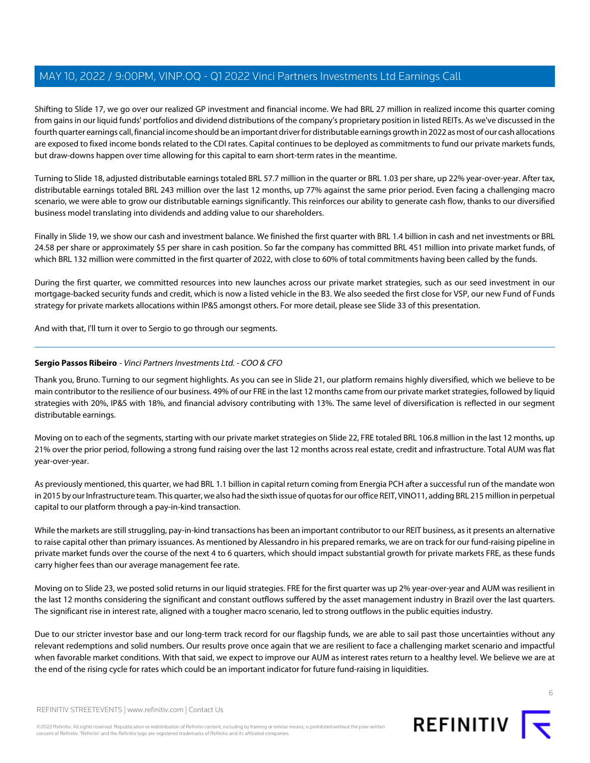Shifting to Slide 17, we go over our realized GP investment and financial income. We had BRL 27 million in realized income this quarter coming from gains in our liquid funds' portfolios and dividend distributions of the company's proprietary position in listed REITs. As we've discussed in the fourth quarter earnings call, financial income should be an important driver for distributable earnings growth in 2022 as most of our cash allocations are exposed to fixed income bonds related to the CDI rates. Capital continues to be deployed as commitments to fund our private markets funds, but draw-downs happen over time allowing for this capital to earn short-term rates in the meantime.

Turning to Slide 18, adjusted distributable earnings totaled BRL 57.7 million in the quarter or BRL 1.03 per share, up 22% year-over-year. After tax, distributable earnings totaled BRL 243 million over the last 12 months, up 77% against the same prior period. Even facing a challenging macro scenario, we were able to grow our distributable earnings significantly. This reinforces our ability to generate cash flow, thanks to our diversified business model translating into dividends and adding value to our shareholders.

Finally in Slide 19, we show our cash and investment balance. We finished the first quarter with BRL 1.4 billion in cash and net investments or BRL 24.58 per share or approximately $5 per share in cash position. So far the company has committed BRL 451 million into private market funds, of which BRL 132 million were committed in the first quarter of 2022, with close to 60% of total commitments having been called by the funds.

During the first quarter, we committed resources into new launches across our private market strategies, such as our seed investment in our mortgage-backed security funds and credit, which is now a listed vehicle in the B3. We also seeded the first close for VSP, our new Fund of Funds strategy for private markets allocations within IP&S amongst others. For more detail, please see Slide 33 of this presentation.

And with that, I'll turn it over to Sergio to go through our segments.

---

**Sergio Passos Ribeiro** - *Vinci Partners Investments Ltd. - COO & CFO*

Thank you, Bruno. Turning to our segment highlights. As you can see in Slide 21, our platform remains highly diversified, which we believe to be main contributor to the resilience of our business. 49% of our FRE in the last 12 months came from our private market strategies, followed by liquid strategies with 20%, IP&S with 18%, and financial advisory contributing with 13%. The same level of diversification is reflected in our segment distributable earnings.

Moving on to each of the segments, starting with our private market strategies on Slide 22, FRE totaled BRL 106.8 million in the last 12 months, up 21% over the prior period, following a strong fund raising over the last 12 months across real estate, credit and infrastructure. Total AUM was flat year-over-year.

As previously mentioned, this quarter, we had BRL 1.1 billion in capital return coming from Energia PCH after a successful run of the mandate won in 2015 by our Infrastructure team. This quarter, we also had the sixth issue of quotas for our office REIT, VINO11, adding BRL 215 million in perpetual capital to our platform through a pay-in-kind transaction.

While the markets are still struggling, pay-in-kind transactions has been an important contributor to our REIT business, as it presents an alternative to raise capital other than primary issuances. As mentioned by Alessandro in his prepared remarks, we are on track for our fund-raising pipeline in private market funds over the course of the next 4 to 6 quarters, which should impact substantial growth for private markets FRE, as these funds carry higher fees than our average management fee rate.

Moving on to Slide 23, we posted solid returns in our liquid strategies. FRE for the first quarter was up 2% year-over-year and AUM was resilient in the last 12 months considering the significant and constant outflows suffered by the asset management industry in Brazil over the last quarters. The significant rise in interest rate, aligned with a tougher macro scenario, led to strong outflows in the public equities industry.

Due to our stricter investor base and our long-term track record for our flagship funds, we are able to sail past those uncertainties without any relevant redemptions and solid numbers. Our results prove once again that we are resilient to face a challenging market scenario and impactful when favorable market conditions. With that said, we expect to improve our AUM as interest rates return to a healthy level. We believe we are at the end of the rising cycle for rates which could be an important indicator for future fund-raising in liquidities.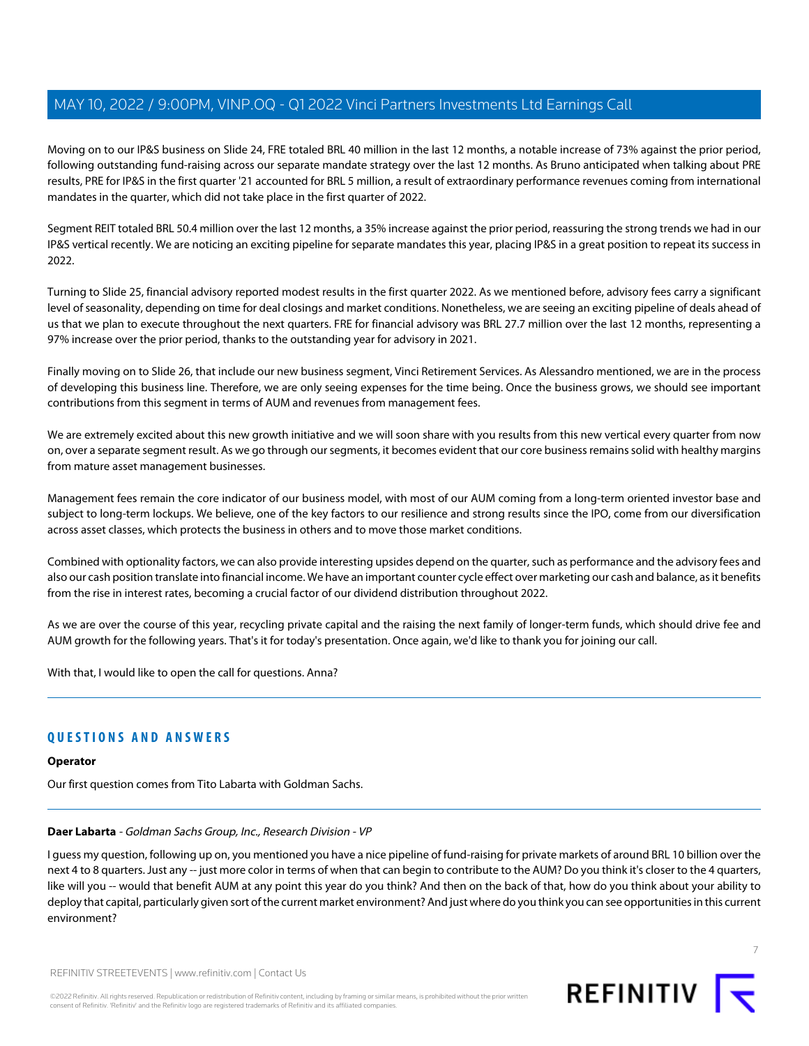Moving on to our IP&S business on Slide 24, FRE totaled BRL 40 million in the last 12 months, a notable increase of 73% against the prior period, following outstanding fund-raising across our separate mandate strategy over the last 12 months. As Bruno anticipated when talking about PRE results, PRE for IP&S in the first quarter '21 accounted for BRL 5 million, a result of extraordinary performance revenues coming from international mandates in the quarter, which did not take place in the first quarter of 2022.

Segment REIT totaled BRL 50.4 million over the last 12 months, a 35% increase against the prior period, reassuring the strong trends we had in our IP&S vertical recently. We are noticing an exciting pipeline for separate mandates this year, placing IP&S in a great position to repeat its success in 2022.

Turning to Slide 25, financial advisory reported modest results in the first quarter 2022. As we mentioned before, advisory fees carry a significant level of seasonality, depending on time for deal closings and market conditions. Nonetheless, we are seeing an exciting pipeline of deals ahead of us that we plan to execute throughout the next quarters. FRE for financial advisory was BRL 27.7 million over the last 12 months, representing a 97% increase over the prior period, thanks to the outstanding year for advisory in 2021.

Finally moving on to Slide 26, that include our new business segment, Vinci Retirement Services. As Alessandro mentioned, we are in the process of developing this business line. Therefore, we are only seeing expenses for the time being. Once the business grows, we should see important contributions from this segment in terms of AUM and revenues from management fees.

We are extremely excited about this new growth initiative and we will soon share with you results from this new vertical every quarter from now on, over a separate segment result. As we go through our segments, it becomes evident that our core business remains solid with healthy margins from mature asset management businesses.

Management fees remain the core indicator of our business model, with most of our AUM coming from a long-term oriented investor base and subject to long-term lockups. We believe, one of the key factors to our resilience and strong results since the IPO, come from our diversification across asset classes, which protects the business in others and to move those market conditions.

Combined with optionality factors, we can also provide interesting upsides depend on the quarter, such as performance and the advisory fees and also our cash position translate into financial income. We have an important counter cycle effect over marketing our cash and balance, as it benefits from the rise in interest rates, becoming a crucial factor of our dividend distribution throughout 2022.

As we are over the course of this year, recycling private capital and the raising the next family of longer-term funds, which should drive fee and AUM growth for the following years. That's it for today's presentation. Once again, we'd like to thank you for joining our call.

With that, I would like to open the call for questions. Anna?

## QUESTIONS AND ANSWERS

**Operator**

Our first question comes from Tito Labarta with Goldman Sachs.

**Daer Labarta** - *Goldman Sachs Group, Inc., Research Division - VP*

I guess my question, following up on, you mentioned you have a nice pipeline of fund-raising for private markets of around BRL 10 billion over the next 4 to 8 quarters. Just any -- just more color in terms of when that can begin to contribute to the AUM? Do you think it's closer to the 4 quarters, like will you -- would that benefit AUM at any point this year do you think? And then on the back of that, how do you think about your ability to deploy that capital, particularly given sort of the current market environment? And just where do you think you can see opportunities in this current environment?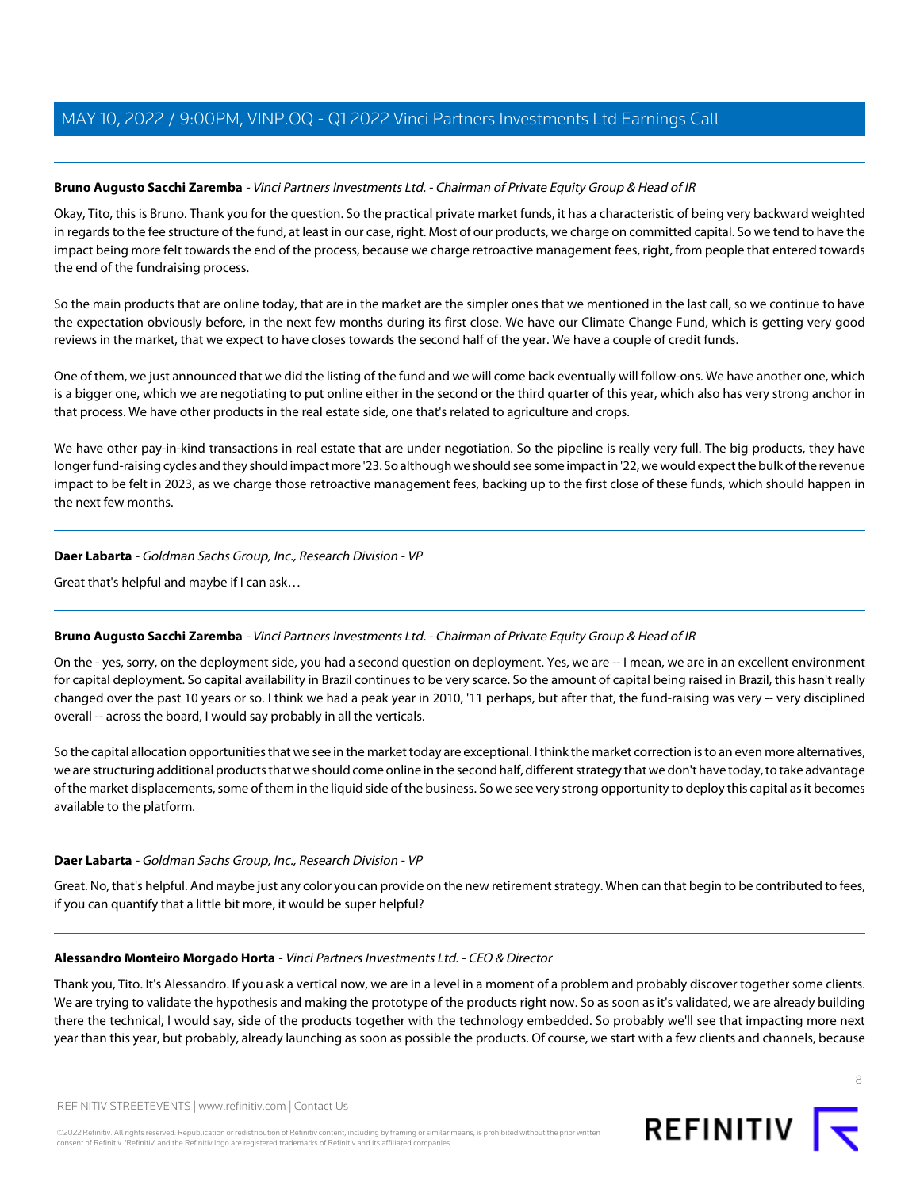**Bruno Augusto Sacchi Zaremba** - *Vinci Partners Investments Ltd. - Chairman of Private Equity Group & Head of IR*

Okay, Tito, this is Bruno. Thank you for the question. So the practical private market funds, it has a characteristic of being very backward weighted in regards to the fee structure of the fund, at least in our case, right. Most of our products, we charge on committed capital. So we tend to have the impact being more felt towards the end of the process, because we charge retroactive management fees, right, from people that entered towards the end of the fundraising process.

So the main products that are online today, that are in the market are the simpler ones that we mentioned in the last call, so we continue to have the expectation obviously before, in the next few months during its first close. We have our Climate Change Fund, which is getting very good reviews in the market, that we expect to have closes towards the second half of the year. We have a couple of credit funds.

One of them, we just announced that we did the listing of the fund and we will come back eventually will follow-ons. We have another one, which is a bigger one, which we are negotiating to put online either in the second or the third quarter of this year, which also has very strong anchor in that process. We have other products in the real estate side, one that's related to agriculture and crops.

We have other pay-in-kind transactions in real estate that are under negotiation. So the pipeline is really very full. The big products, they have longer fund-raising cycles and they should impact more '23. So although we should see some impact in '22, we would expect the bulk of the revenue impact to be felt in 2023, as we charge those retroactive management fees, backing up to the first close of these funds, which should happen in the next few months.

---

**Daer Labarta** - *Goldman Sachs Group, Inc., Research Division - VP*

Great that's helpful and maybe if I can ask…

---

**Bruno Augusto Sacchi Zaremba** - *Vinci Partners Investments Ltd. - Chairman of Private Equity Group & Head of IR*

On the - yes, sorry, on the deployment side, you had a second question on deployment. Yes, we are -- I mean, we are in an excellent environment for capital deployment. So capital availability in Brazil continues to be very scarce. So the amount of capital being raised in Brazil, this hasn't really changed over the past 10 years or so. I think we had a peak year in 2010, '11 perhaps, but after that, the fund-raising was very -- very disciplined overall -- across the board, I would say probably in all the verticals.

So the capital allocation opportunities that we see in the market today are exceptional. I think the market correction is to an even more alternatives, we are structuring additional products that we should come online in the second half, different strategy that we don't have today, to take advantage of the market displacements, some of them in the liquid side of the business. So we see very strong opportunity to deploy this capital as it becomes available to the platform.

---

**Daer Labarta** - *Goldman Sachs Group, Inc., Research Division - VP*

Great. No, that's helpful. And maybe just any color you can provide on the new retirement strategy. When can that begin to be contributed to fees, if you can quantify that a little bit more, it would be super helpful?

---

**Alessandro Monteiro Morgado Horta** - *Vinci Partners Investments Ltd. - CEO & Director*

Thank you, Tito. It's Alessandro. If you ask a vertical now, we are in a level in a moment of a problem and probably discover together some clients. We are trying to validate the hypothesis and making the prototype of the products right now. So as soon as it's validated, we are already building there the technical, I would say, side of the products together with the technology embedded. So probably we'll see that impacting more next year than this year, but probably, already launching as soon as possible the products. Of course, we start with a few clients and channels, because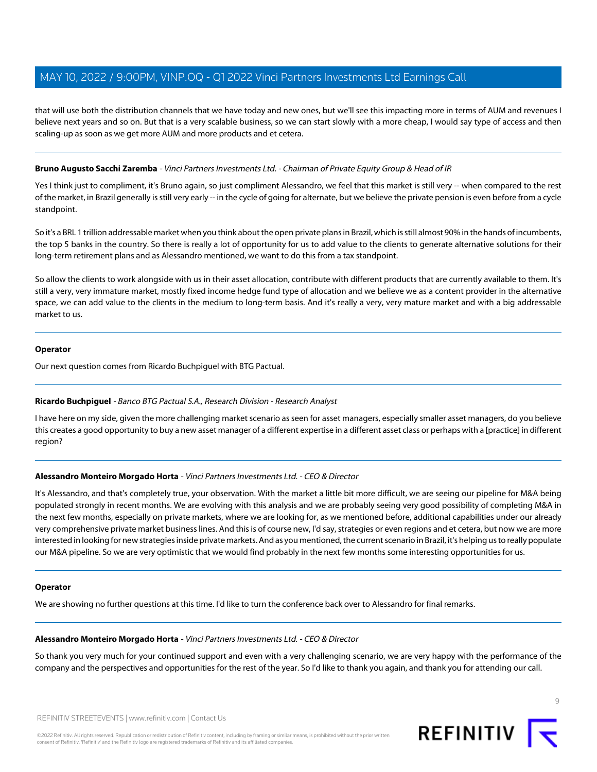that will use both the distribution channels that we have today and new ones, but we'll see this impacting more in terms of AUM and revenues I believe next years and so on. But that is a very scalable business, so we can start slowly with a more cheap, I would say type of access and then scaling-up as soon as we get more AUM and more products and et cetera.

---

**Bruno Augusto Sacchi Zaremba** - *Vinci Partners Investments Ltd. - Chairman of Private Equity Group & Head of IR*

Yes I think just to compliment, it's Bruno again, so just compliment Alessandro, we feel that this market is still very -- when compared to the rest of the market, in Brazil generally is still very early -- in the cycle of going for alternate, but we believe the private pension is even before from a cycle standpoint.

So it's a BRL 1 trillion addressable market when you think about the open private plans in Brazil, which is still almost 90% in the hands of incumbents, the top 5 banks in the country. So there is really a lot of opportunity for us to add value to the clients to generate alternative solutions for their long-term retirement plans and as Alessandro mentioned, we want to do this from a tax standpoint.

So allow the clients to work alongside with us in their asset allocation, contribute with different products that are currently available to them. It's still a very, very immature market, mostly fixed income hedge fund type of allocation and we believe we as a content provider in the alternative space, we can add value to the clients in the medium to long-term basis. And it's really a very, very mature market and with a big addressable market to us.

---

**Operator**

Our next question comes from Ricardo Buchpiguel with BTG Pactual.

---

**Ricardo Buchpiguel** - *Banco BTG Pactual S.A., Research Division - Research Analyst*

I have here on my side, given the more challenging market scenario as seen for asset managers, especially smaller asset managers, do you believe this creates a good opportunity to buy a new asset manager of a different expertise in a different asset class or perhaps with a [practice] in different region?

---

**Alessandro Monteiro Morgado Horta** - *Vinci Partners Investments Ltd. - CEO & Director*

It's Alessandro, and that's completely true, your observation. With the market a little bit more difficult, we are seeing our pipeline for M&A being populated strongly in recent months. We are evolving with this analysis and we are probably seeing very good possibility of completing M&A in the next few months, especially on private markets, where we are looking for, as we mentioned before, additional capabilities under our already very comprehensive private market business lines. And this is of course new, I'd say, strategies or even regions and et cetera, but now we are more interested in looking for new strategies inside private markets. And as you mentioned, the current scenario in Brazil, it's helping us to really populate our M&A pipeline. So we are very optimistic that we would find probably in the next few months some interesting opportunities for us.

---

**Operator**

We are showing no further questions at this time. I'd like to turn the conference back over to Alessandro for final remarks.

---

**Alessandro Monteiro Morgado Horta** - *Vinci Partners Investments Ltd. - CEO & Director*

So thank you very much for your continued support and even with a very challenging scenario, we are very happy with the performance of the company and the perspectives and opportunities for the rest of the year. So I'd like to thank you again, and thank you for attending our call.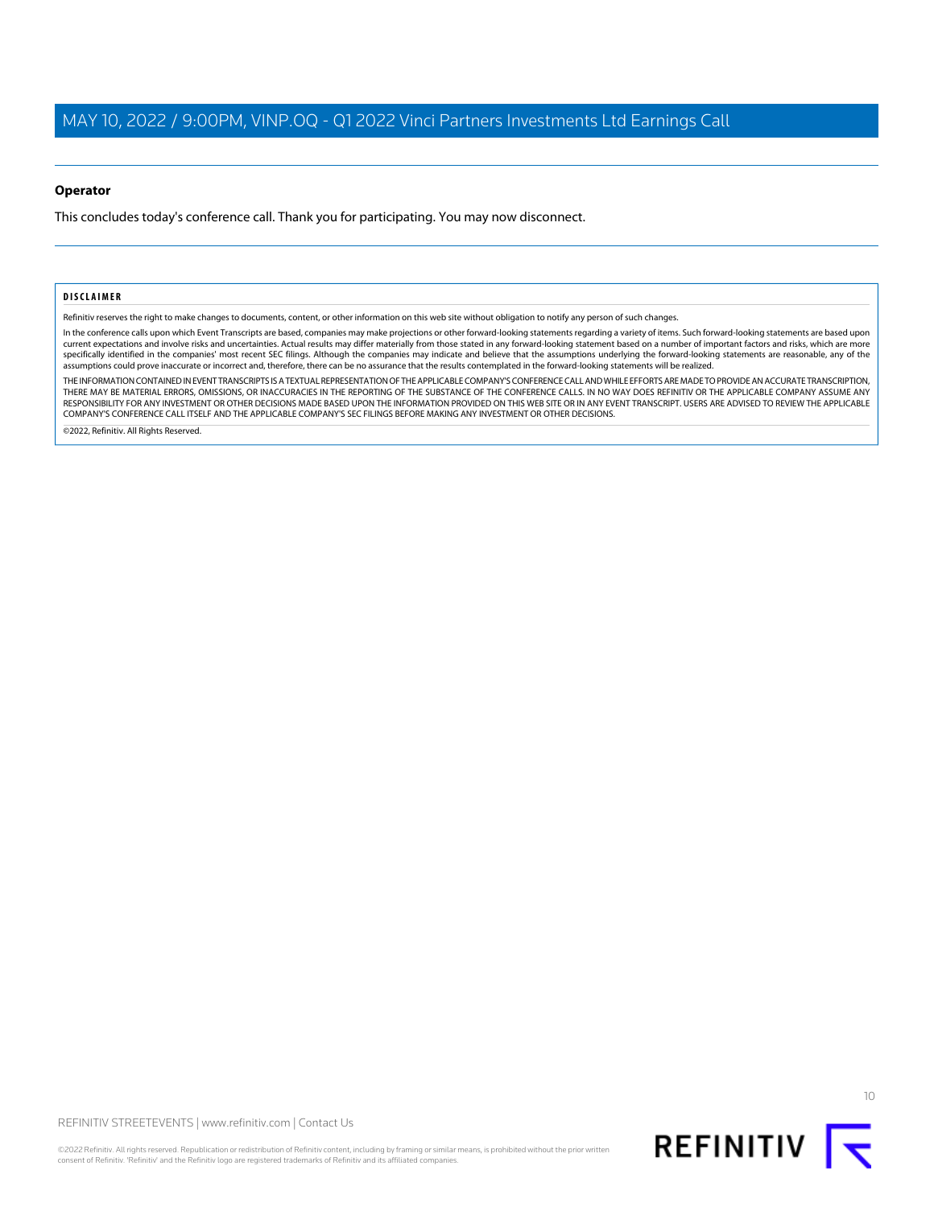**Operator**

This concludes today's conference call. Thank you for participating. You may now disconnect.

---

**DISCLAIMER**

Refinitiv reserves the right to make changes to documents, content, or other information on this web site without obligation to notify any person of such changes.

In the conference calls upon which Event Transcripts are based, companies may make projections or other forward-looking statements regarding a variety of items. Such forward-looking statements are based upon current expectations and involve risks and uncertainties. Actual results may differ materially from those stated in any forward-looking statement based on a number of important factors and risks, which are more specifically identified in the companies' most recent SEC filings. Although the companies may indicate and believe that the assumptions underlying the forward-looking statements are reasonable, any of the assumptions could prove inaccurate or incorrect and, therefore, there can be no assurance that the results contemplated in the forward-looking statements will be realized.

THE INFORMATION CONTAINED IN EVENT TRANSCRIPTS IS A TEXTUAL REPRESENTATION OF THE APPLICABLE COMPANY'S CONFERENCE CALL AND WHILE EFFORTS ARE MADE TO PROVIDE AN ACCURATE TRANSCRIPTION, THERE MAY BE MATERIAL ERRORS, OMISSIONS, OR INACCURACIES IN THE REPORTING OF THE SUBSTANCE OF THE CONFERENCE CALLS. IN NO WAY DOES REFINITIV OR THE APPLICABLE COMPANY ASSUME ANY RESPONSIBILITY FOR ANY INVESTMENT OR OTHER DECISIONS MADE BASED UPON THE INFORMATION PROVIDED ON THIS WEB SITE OR IN ANY EVENT TRANSCRIPT. USERS ARE ADVISED TO REVIEW THE APPLICABLE COMPANY'S CONFERENCE CALL ITSELF AND THE APPLICABLE COMPANY'S SEC FILINGS BEFORE MAKING ANY INVESTMENT OR OTHER DECISIONS.

©2022, Refinitiv. All Rights Reserved.